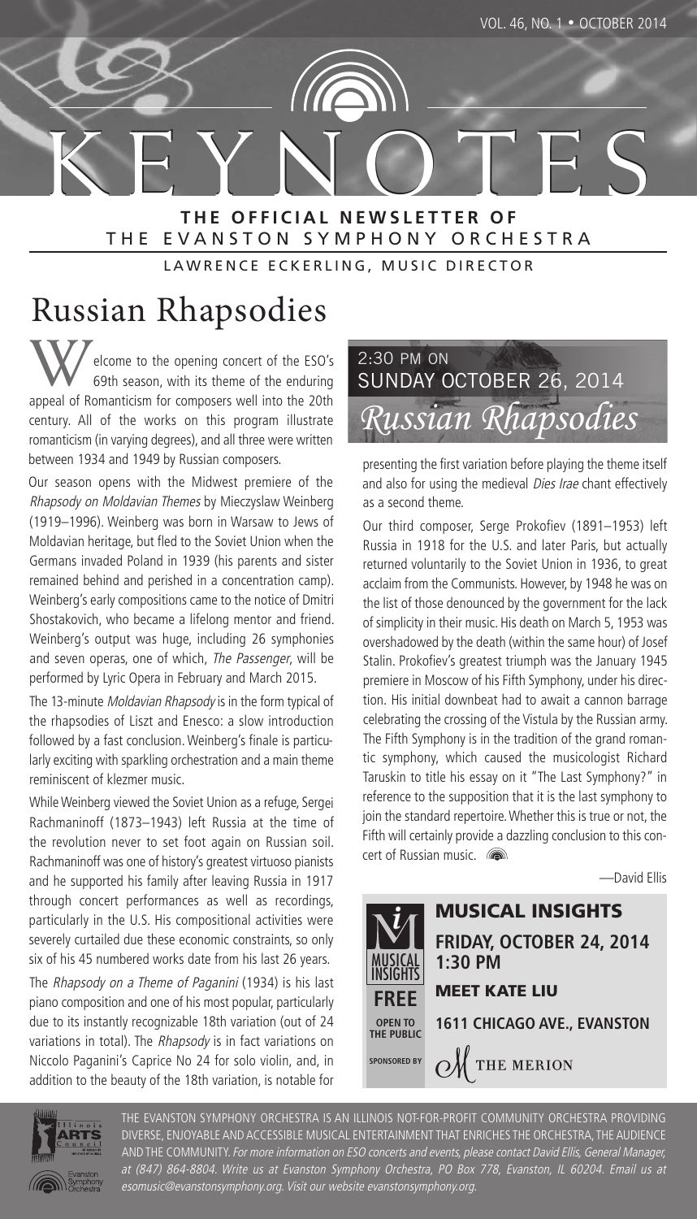VOL. 46, NO. 1 • OCTOBER 2014

# KEYNOTES

**THE OFFICIAL NEWSLETTER OF**
THE EVANSTON SYMPHONY ORCHESTRA

LAWRENCE ECKERLING, MUSIC DIRECTOR

# Russian Rhapsodies

2:30 PM ON
SUNDAY OCTOBER 26, 2014
*Russian Rhapsodies*

Welcome to the opening concert of the ESO's 69th season, with its theme of the enduring appeal of Romanticism for composers well into the 20th century. All of the works on this program illustrate romanticism (in varying degrees), and all three were written between 1934 and 1949 by Russian composers.

Our season opens with the Midwest premiere of the *Rhapsody on Moldavian Themes* by Mieczyslaw Weinberg (1919–1996). Weinberg was born in Warsaw to Jews of Moldavian heritage, but fled to the Soviet Union when the Germans invaded Poland in 1939 (his parents and sister remained behind and perished in a concentration camp). Weinberg's early compositions came to the notice of Dmitri Shostakovich, who became a lifelong mentor and friend. Weinberg's output was huge, including 26 symphonies and seven operas, one of which, *The Passenger*, will be performed by Lyric Opera in February and March 2015.

The 13-minute *Moldavian Rhapsody* is in the form typical of the rhapsodies of Liszt and Enesco: a slow introduction followed by a fast conclusion. Weinberg's finale is particularly exciting with sparkling orchestration and a main theme reminiscent of klezmer music.

While Weinberg viewed the Soviet Union as a refuge, Sergei Rachmaninoff (1873–1943) left Russia at the time of the revolution never to set foot again on Russian soil. Rachmaninoff was one of history's greatest virtuoso pianists and he supported his family after leaving Russia in 1917 through concert performances as well as recordings, particularly in the U.S. His compositional activities were severely curtailed due these economic constraints, so only six of his 45 numbered works date from his last 26 years.

The *Rhapsody on a Theme of Paganini* (1934) is his last piano composition and one of his most popular, particularly due to its instantly recognizable 18th variation (out of 24 variations in total). The *Rhapsody* is in fact variations on Niccolo Paganini's Caprice No 24 for solo violin, and, in addition to the beauty of the 18th variation, is notable for presenting the first variation before playing the theme itself and also for using the medieval *Dies Irae* chant effectively as a second theme.

Our third composer, Serge Prokofiev (1891–1953) left Russia in 1918 for the U.S. and later Paris, but actually returned voluntarily to the Soviet Union in 1936, to great acclaim from the Communists. However, by 1948 he was on the list of those denounced by the government for the lack of simplicity in their music. His death on March 5, 1953 was overshadowed by the death (within the same hour) of Josef Stalin. Prokofiev's greatest triumph was the January 1945 premiere in Moscow of his Fifth Symphony, under his direction. His initial downbeat had to await a cannon barrage celebrating the crossing of the Vistula by the Russian army. The Fifth Symphony is in the tradition of the grand romantic symphony, which caused the musicologist Richard Taruskin to title his essay on it "The Last Symphony?" in reference to the supposition that it is the last symphony to join the standard repertoire. Whether this is true or not, the Fifth will certainly provide a dazzling conclusion to this concert of Russian music.

—David Ellis

## MUSICAL INSIGHTS

**FREE** — **OPEN TO THE PUBLIC**

**FRIDAY, OCTOBER 24, 2014**
**1:30 PM**

**MEET KATE LIU**

**1611 CHICAGO AVE., EVANSTON**

SPONSORED BY THE MERION

THE EVANSTON SYMPHONY ORCHESTRA IS AN ILLINOIS NOT-FOR-PROFIT COMMUNITY ORCHESTRA PROVIDING DIVERSE, ENJOYABLE AND ACCESSIBLE MUSICAL ENTERTAINMENT THAT ENRICHES THE ORCHESTRA, THE AUDIENCE AND THE COMMUNITY. *For more information on ESO concerts and events, please contact David Ellis, General Manager, at (847) 864-8804. Write us at Evanston Symphony Orchestra, PO Box 778, Evanston, IL 60204. Email us at esomusic@evanstonsymphony.org. Visit our website evanstonsymphony.org.*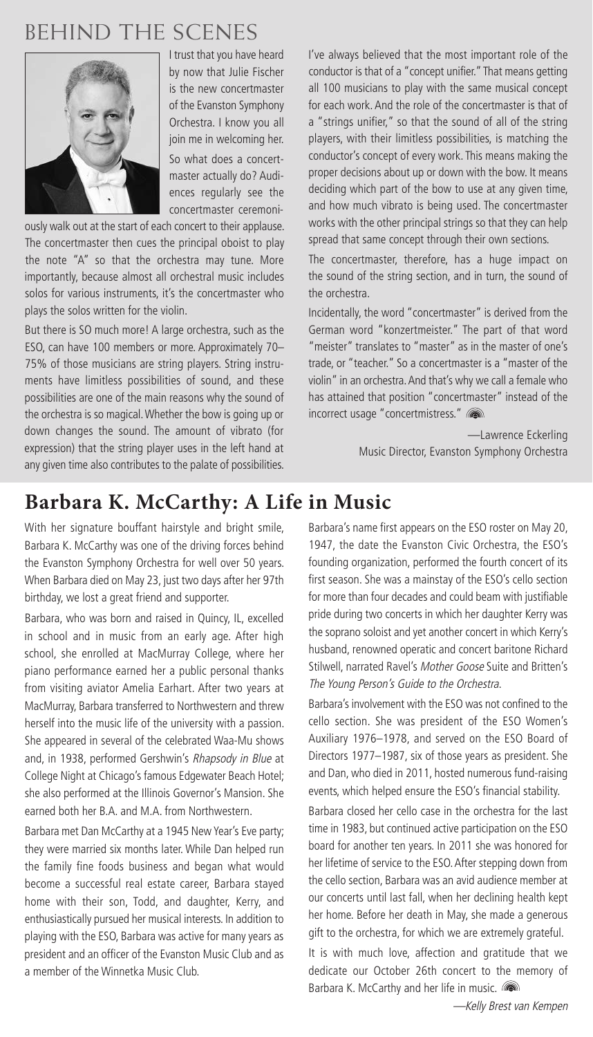# BEHIND THE SCENES

I trust that you have heard by now that Julie Fischer is the new concertmaster of the Evanston Symphony Orchestra. I know you all join me in welcoming her.

So what does a concertmaster actually do? Audiences regularly see the concertmaster ceremoniously walk out at the start of each concert to their applause. The concertmaster then cues the principal oboist to play the note "A" so that the orchestra may tune. More importantly, because almost all orchestral music includes solos for various instruments, it's the concertmaster who plays the solos written for the violin.

But there is SO much more! A large orchestra, such as the ESO, can have 100 members or more. Approximately 70–75% of those musicians are string players. String instruments have limitless possibilities of sound, and these possibilities are one of the main reasons why the sound of the orchestra is so magical. Whether the bow is going up or down changes the sound. The amount of vibrato (for expression) that the string player uses in the left hand at any given time also contributes to the palate of possibilities.

I've always believed that the most important role of the conductor is that of a "concept unifier." That means getting all 100 musicians to play with the same musical concept for each work. And the role of the concertmaster is that of a "strings unifier," so that the sound of all of the string players, with their limitless possibilities, is matching the conductor's concept of every work. This means making the proper decisions about up or down with the bow. It means deciding which part of the bow to use at any given time, and how much vibrato is being used. The concertmaster works with the other principal strings so that they can help spread that same concept through their own sections.

The concertmaster, therefore, has a huge impact on the sound of the string section, and in turn, the sound of the orchestra.

Incidentally, the word "concertmaster" is derived from the German word "konzertmeister." The part of that word "meister" translates to "master" as in the master of one's trade, or "teacher." So a concertmaster is a "master of the violin" in an orchestra. And that's why we call a female who has attained that position "concertmaster" instead of the incorrect usage "concertmistress."

—Lawrence Eckerling
Music Director, Evanston Symphony Orchestra

## Barbara K. McCarthy: A Life in Music

With her signature bouffant hairstyle and bright smile, Barbara K. McCarthy was one of the driving forces behind the Evanston Symphony Orchestra for well over 50 years. When Barbara died on May 23, just two days after her 97th birthday, we lost a great friend and supporter.

Barbara, who was born and raised in Quincy, IL, excelled in school and in music from an early age. After high school, she enrolled at MacMurray College, where her piano performance earned her a public personal thanks from visiting aviator Amelia Earhart. After two years at MacMurray, Barbara transferred to Northwestern and threw herself into the music life of the university with a passion. She appeared in several of the celebrated Waa-Mu shows and, in 1938, performed Gershwin's *Rhapsody in Blue* at College Night at Chicago's famous Edgewater Beach Hotel; she also performed at the Illinois Governor's Mansion. She earned both her B.A. and M.A. from Northwestern.

Barbara met Dan McCarthy at a 1945 New Year's Eve party; they were married six months later. While Dan helped run the family fine foods business and began what would become a successful real estate career, Barbara stayed home with their son, Todd, and daughter, Kerry, and enthusiastically pursued her musical interests. In addition to playing with the ESO, Barbara was active for many years as president and an officer of the Evanston Music Club and as a member of the Winnetka Music Club.

Barbara's name first appears on the ESO roster on May 20, 1947, the date the Evanston Civic Orchestra, the ESO's founding organization, performed the fourth concert of its first season. She was a mainstay of the ESO's cello section for more than four decades and could beam with justifiable pride during two concerts in which her daughter Kerry was the soprano soloist and yet another concert in which Kerry's husband, renowned operatic and concert baritone Richard Stilwell, narrated Ravel's *Mother Goose* Suite and Britten's *The Young Person's Guide to the Orchestra*.

Barbara's involvement with the ESO was not confined to the cello section. She was president of the ESO Women's Auxiliary 1976–1978, and served on the ESO Board of Directors 1977–1987, six of those years as president. She and Dan, who died in 2011, hosted numerous fund-raising events, which helped ensure the ESO's financial stability.

Barbara closed her cello case in the orchestra for the last time in 1983, but continued active participation on the ESO board for another ten years. In 2011 she was honored for her lifetime of service to the ESO. After stepping down from the cello section, Barbara was an avid audience member at our concerts until last fall, when her declining health kept her home. Before her death in May, she made a generous gift to the orchestra, for which we are extremely grateful.

It is with much love, affection and gratitude that we dedicate our October 26th concert to the memory of Barbara K. McCarthy and her life in music.

*—Kelly Brest van Kempen*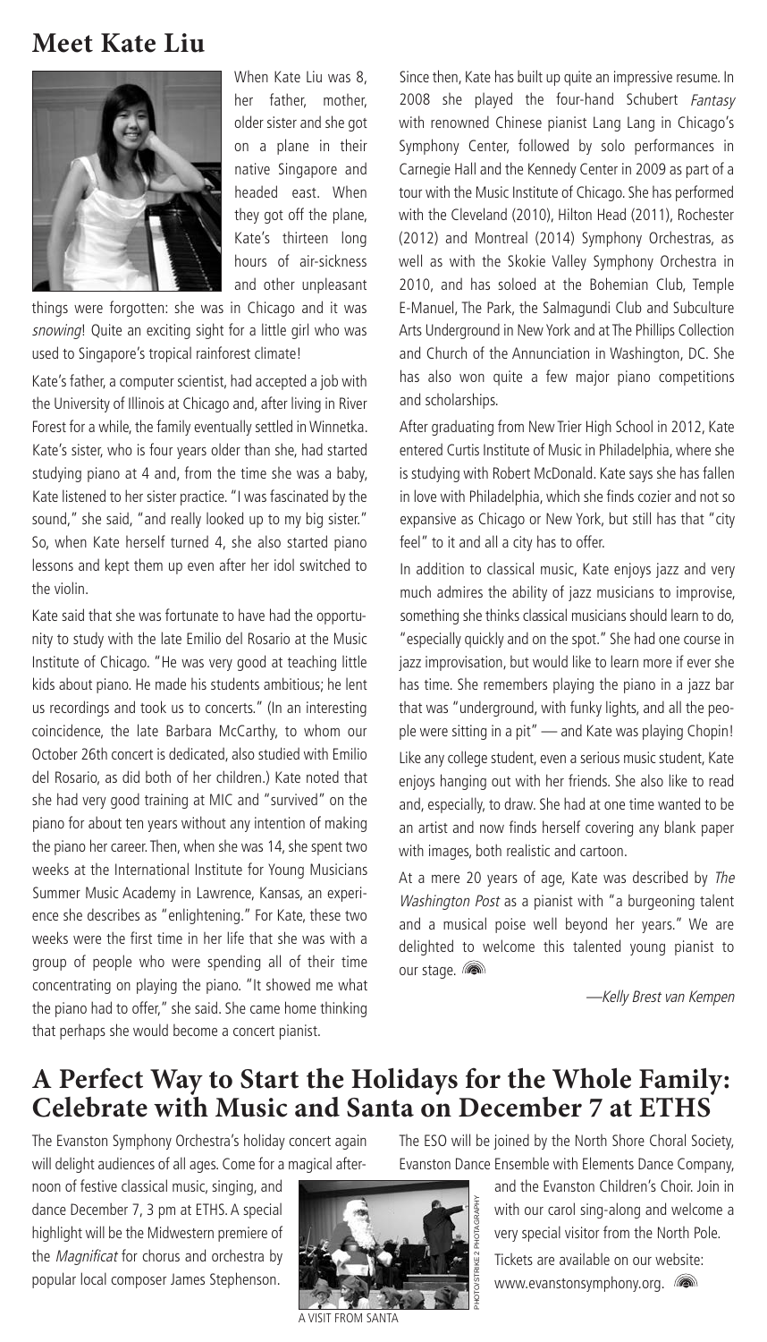## Meet Kate Liu

When Kate Liu was 8, her father, mother, older sister and she got on a plane in their native Singapore and headed east. When they got off the plane, Kate's thirteen long hours of air-sickness and other unpleasant things were forgotten: she was in Chicago and it was *snowing*! Quite an exciting sight for a little girl who was used to Singapore's tropical rainforest climate!

Kate's father, a computer scientist, had accepted a job with the University of Illinois at Chicago and, after living in River Forest for a while, the family eventually settled in Winnetka. Kate's sister, who is four years older than she, had started studying piano at 4 and, from the time she was a baby, Kate listened to her sister practice. "I was fascinated by the sound," she said, "and really looked up to my big sister." So, when Kate herself turned 4, she also started piano lessons and kept them up even after her idol switched to the violin.

Kate said that she was fortunate to have had the opportunity to study with the late Emilio del Rosario at the Music Institute of Chicago. "He was very good at teaching little kids about piano. He made his students ambitious; he lent us recordings and took us to concerts." (In an interesting coincidence, the late Barbara McCarthy, to whom our October 26th concert is dedicated, also studied with Emilio del Rosario, as did both of her children.) Kate noted that she had very good training at MIC and "survived" on the piano for about ten years without any intention of making the piano her career. Then, when she was 14, she spent two weeks at the International Institute for Young Musicians Summer Music Academy in Lawrence, Kansas, an experience she describes as "enlightening." For Kate, these two weeks were the first time in her life that she was with a group of people who were spending all of their time concentrating on playing the piano. "It showed me what the piano had to offer," she said. She came home thinking that perhaps she would become a concert pianist.

Since then, Kate has built up quite an impressive resume. In 2008 she played the four-hand Schubert *Fantasy* with renowned Chinese pianist Lang Lang in Chicago's Symphony Center, followed by solo performances in Carnegie Hall and the Kennedy Center in 2009 as part of a tour with the Music Institute of Chicago. She has performed with the Cleveland (2010), Hilton Head (2011), Rochester (2012) and Montreal (2014) Symphony Orchestras, as well as with the Skokie Valley Symphony Orchestra in 2010, and has soloed at the Bohemian Club, Temple E-Manuel, The Park, the Salmagundi Club and Subculture Arts Underground in New York and at The Phillips Collection and Church of the Annunciation in Washington, DC. She has also won quite a few major piano competitions and scholarships.

After graduating from New Trier High School in 2012, Kate entered Curtis Institute of Music in Philadelphia, where she is studying with Robert McDonald. Kate says she has fallen in love with Philadelphia, which she finds cozier and not so expansive as Chicago or New York, but still has that "city feel" to it and all a city has to offer.

In addition to classical music, Kate enjoys jazz and very much admires the ability of jazz musicians to improvise, something she thinks classical musicians should learn to do, "especially quickly and on the spot." She had one course in jazz improvisation, but would like to learn more if ever she has time. She remembers playing the piano in a jazz bar that was "underground, with funky lights, and all the people were sitting in a pit" — and Kate was playing Chopin!

Like any college student, even a serious music student, Kate enjoys hanging out with her friends. She also like to read and, especially, to draw. She had at one time wanted to be an artist and now finds herself covering any blank paper with images, both realistic and cartoon.

At a mere 20 years of age, Kate was described by *The Washington Post* as a pianist with "a burgeoning talent and a musical poise well beyond her years." We are delighted to welcome this talented young pianist to our stage.

—*Kelly Brest van Kempen*

## A Perfect Way to Start the Holidays for the Whole Family: Celebrate with Music and Santa on December 7 at ETHS

The Evanston Symphony Orchestra's holiday concert again will delight audiences of all ages. Come for a magical afternoon of festive classical music, singing, and dance December 7, 3 pm at ETHS. A special highlight will be the Midwestern premiere of the *Magnificat* for chorus and orchestra by popular local composer James Stephenson.

PHOTO/STRIKE 2 PHOTOGRAPHY

A VISIT FROM SANTA

The ESO will be joined by the North Shore Choral Society, Evanston Dance Ensemble with Elements Dance Company, and the Evanston Children's Choir. Join in with our carol sing-along and welcome a very special visitor from the North Pole.

Tickets are available on our website: www.evanstonsymphony.org.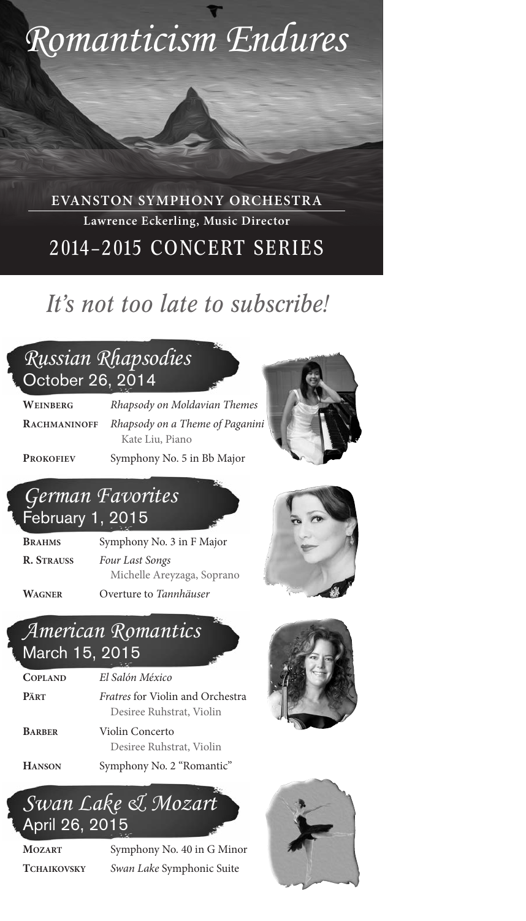# Romanticism Endures

**EVANSTON SYMPHONY ORCHESTRA**

**Lawrence Eckerling, Music Director**

## 2014–2015 CONCERT SERIES

## *It's not too late to subscribe!*

### *Russian Rhapsodies*
October 26, 2014

**WEINBERG** *Rhapsody on Moldavian Themes*

**RACHMANINOFF** *Rhapsody on a Theme of Paganini*
Kate Liu, Piano

**PROKOFIEV** Symphony No. 5 in Bb Major

### *German Favorites*
February 1, 2015

**BRAHMS** Symphony No. 3 in F Major

**R. STRAUSS** *Four Last Songs*
Michelle Areyzaga, Soprano

**WAGNER** Overture to *Tannhäuser*

### *American Romantics*
March 15, 2015

**COPLAND** *El Salón México*

**PÄRT** *Fratres* for Violin and Orchestra
Desiree Ruhstrat, Violin

**BARBER** Violin Concerto
Desiree Ruhstrat, Violin

**HANSON** Symphony No. 2 "Romantic"

### *Swan Lake & Mozart*
April 26, 2015

**MOZART** Symphony No. 40 in G Minor

**TCHAIKOVSKY** *Swan Lake* Symphonic Suite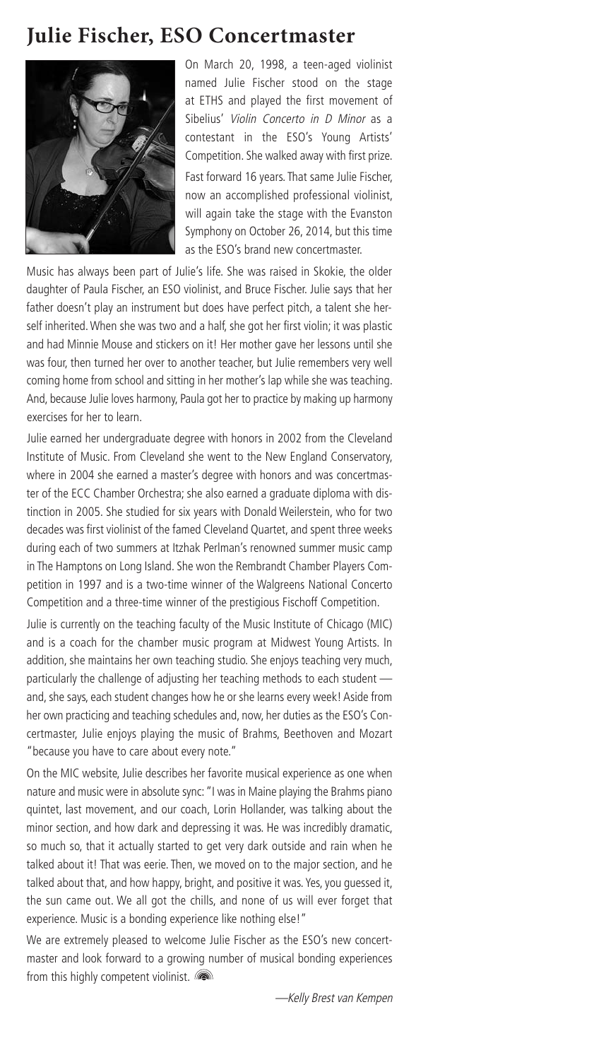# Julie Fischer, ESO Concertmaster

On March 20, 1998, a teen-aged violinist named Julie Fischer stood on the stage at ETHS and played the first movement of Sibelius' *Violin Concerto in D Minor* as a contestant in the ESO's Young Artists' Competition. She walked away with first prize.

Fast forward 16 years. That same Julie Fischer, now an accomplished professional violinist, will again take the stage with the Evanston Symphony on October 26, 2014, but this time as the ESO's brand new concertmaster.

Music has always been part of Julie's life. She was raised in Skokie, the older daughter of Paula Fischer, an ESO violinist, and Bruce Fischer. Julie says that her father doesn't play an instrument but does have perfect pitch, a talent she herself inherited. When she was two and a half, she got her first violin; it was plastic and had Minnie Mouse and stickers on it! Her mother gave her lessons until she was four, then turned her over to another teacher, but Julie remembers very well coming home from school and sitting in her mother's lap while she was teaching. And, because Julie loves harmony, Paula got her to practice by making up harmony exercises for her to learn.

Julie earned her undergraduate degree with honors in 2002 from the Cleveland Institute of Music. From Cleveland she went to the New England Conservatory, where in 2004 she earned a master's degree with honors and was concertmaster of the ECC Chamber Orchestra; she also earned a graduate diploma with distinction in 2005. She studied for six years with Donald Weilerstein, who for two decades was first violinist of the famed Cleveland Quartet, and spent three weeks during each of two summers at Itzhak Perlman's renowned summer music camp in The Hamptons on Long Island. She won the Rembrandt Chamber Players Competition in 1997 and is a two-time winner of the Walgreens National Concerto Competition and a three-time winner of the prestigious Fischoff Competition.

Julie is currently on the teaching faculty of the Music Institute of Chicago (MIC) and is a coach for the chamber music program at Midwest Young Artists. In addition, she maintains her own teaching studio. She enjoys teaching very much, particularly the challenge of adjusting her teaching methods to each student — and, she says, each student changes how he or she learns every week! Aside from her own practicing and teaching schedules and, now, her duties as the ESO's Concertmaster, Julie enjoys playing the music of Brahms, Beethoven and Mozart "because you have to care about every note."

On the MIC website, Julie describes her favorite musical experience as one when nature and music were in absolute sync: "I was in Maine playing the Brahms piano quintet, last movement, and our coach, Lorin Hollander, was talking about the minor section, and how dark and depressing it was. He was incredibly dramatic, so much so, that it actually started to get very dark outside and rain when he talked about it! That was eerie. Then, we moved on to the major section, and he talked about that, and how happy, bright, and positive it was. Yes, you guessed it, the sun came out. We all got the chills, and none of us will ever forget that experience. Music is a bonding experience like nothing else!"

We are extremely pleased to welcome Julie Fischer as the ESO's new concertmaster and look forward to a growing number of musical bonding experiences from this highly competent violinist.

—*Kelly Brest van Kempen*